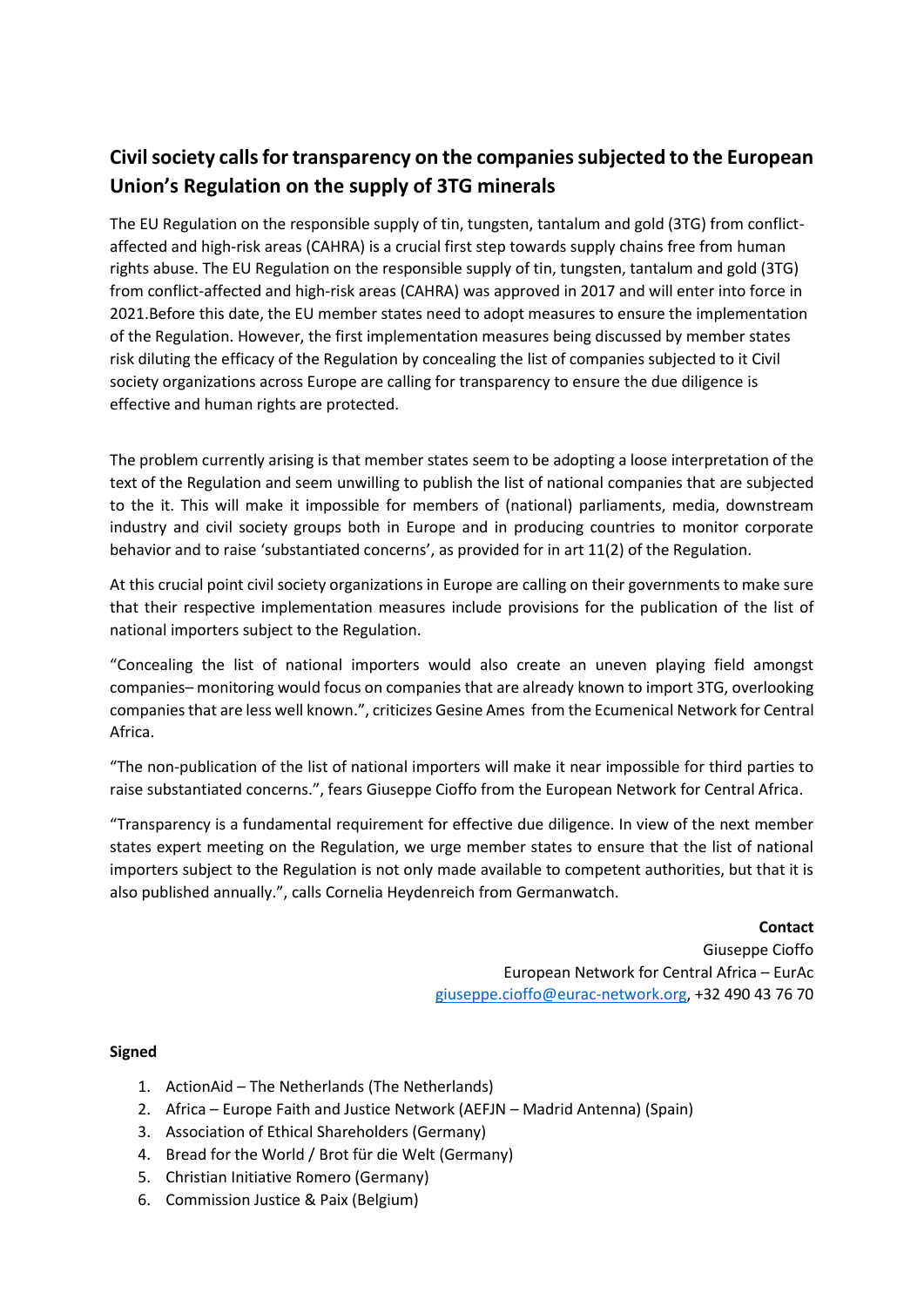## Civil society calls for transparency on the companies subjected to the European Union's Regulation on the supply of 3TG minerals

The EU Regulation on the responsible supply of tin, tungsten, tantalum and gold (3TG) from conflict-affected and high-risk areas (CAHRA) is a crucial first step towards supply chains free from human rights abuse. The EU Regulation on the responsible supply of tin, tungsten, tantalum and gold (3TG) from conflict-affected and high-risk areas (CAHRA) was approved in 2017 and will enter into force in 2021.Before this date, the EU member states need to adopt measures to ensure the implementation of the Regulation. However, the first implementation measures being discussed by member states risk diluting the efficacy of the Regulation by concealing the list of companies subjected to it Civil society organizations across Europe are calling for transparency to ensure the due diligence is effective and human rights are protected.

The problem currently arising is that member states seem to be adopting a loose interpretation of the text of the Regulation and seem unwilling to publish the list of national companies that are subjected to the it. This will make it impossible for members of (national) parliaments, media, downstream industry and civil society groups both in Europe and in producing countries to monitor corporate behavior and to raise 'substantiated concerns', as provided for in art 11(2) of the Regulation.

At this crucial point civil society organizations in Europe are calling on their governments to make sure that their respective implementation measures include provisions for the publication of the list of national importers subject to the Regulation.

"Concealing the list of national importers would also create an uneven playing field amongst companies– monitoring would focus on companies that are already known to import 3TG, overlooking companies that are less well known.", criticizes Gesine Ames from the Ecumenical Network for Central Africa.

"The non-publication of the list of national importers will make it near impossible for third parties to raise substantiated concerns.", fears Giuseppe Cioffo from the European Network for Central Africa.

"Transparency is a fundamental requirement for effective due diligence. In view of the next member states expert meeting on the Regulation, we urge member states to ensure that the list of national importers subject to the Regulation is not only made available to competent authorities, but that it is also published annually.", calls Cornelia Heydenreich from Germanwatch.

**Contact**
Giuseppe Cioffo
European Network for Central Africa – EurAc
giuseppe.cioffo@eurac-network.org, +32 490 43 76 70

**Signed**

1. ActionAid – The Netherlands (The Netherlands)
2. Africa – Europe Faith and Justice Network (AEFJN – Madrid Antenna) (Spain)
3. Association of Ethical Shareholders (Germany)
4. Bread for the World / Brot für die Welt (Germany)
5. Christian Initiative Romero (Germany)
6. Commission Justice & Paix (Belgium)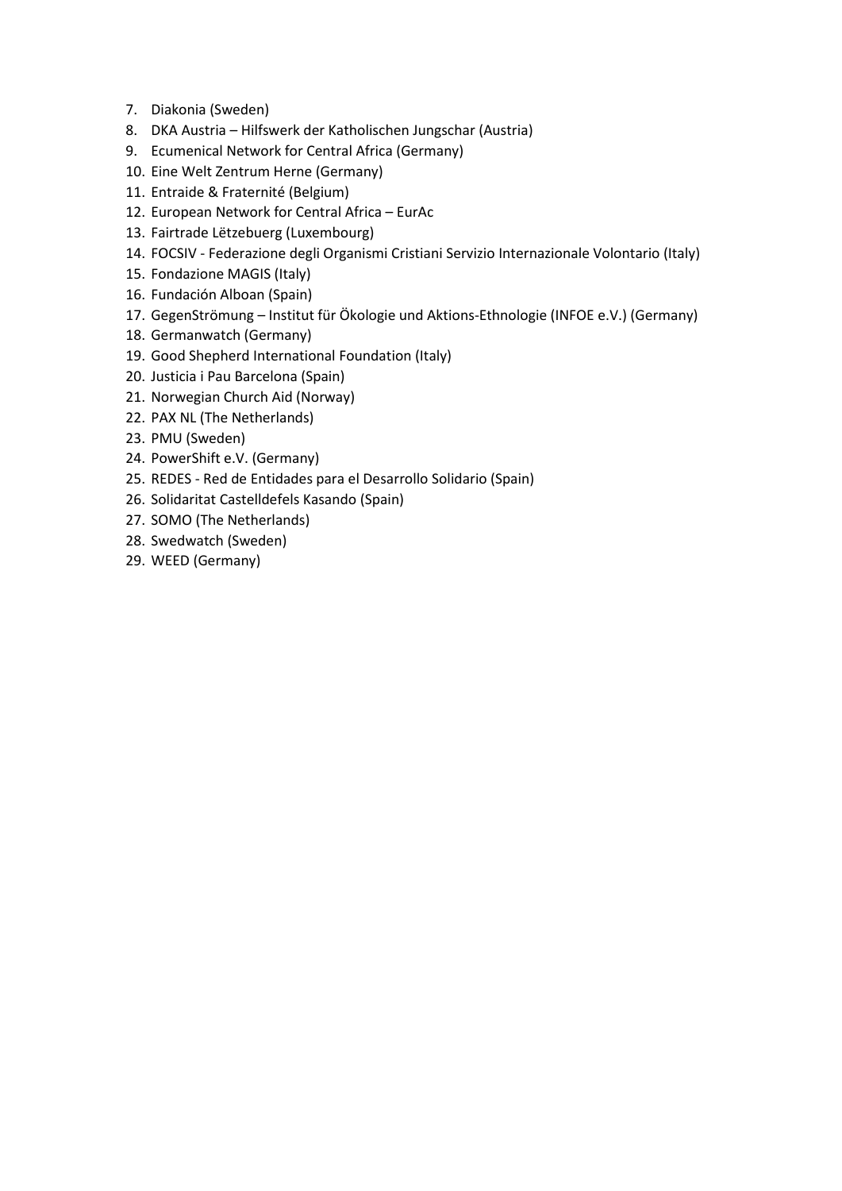7. Diakonia (Sweden)
8. DKA Austria – Hilfswerk der Katholischen Jungschar (Austria)
9. Ecumenical Network for Central Africa (Germany)
10. Eine Welt Zentrum Herne (Germany)
11. Entraide & Fraternité (Belgium)
12. European Network for Central Africa – EurAc
13. Fairtrade Lëtzebuerg (Luxembourg)
14. FOCSIV - Federazione degli Organismi Cristiani Servizio Internazionale Volontario (Italy)
15. Fondazione MAGIS (Italy)
16. Fundación Alboan (Spain)
17. GegenStrömung – Institut für Ökologie und Aktions-Ethnologie (INFOE e.V.) (Germany)
18. Germanwatch (Germany)
19. Good Shepherd International Foundation (Italy)
20. Justicia i Pau Barcelona (Spain)
21. Norwegian Church Aid (Norway)
22. PAX NL (The Netherlands)
23. PMU (Sweden)
24. PowerShift e.V. (Germany)
25. REDES - Red de Entidades para el Desarrollo Solidario (Spain)
26. Solidaritat Castelldefels Kasando (Spain)
27. SOMO (The Netherlands)
28. Swedwatch (Sweden)
29. WEED (Germany)